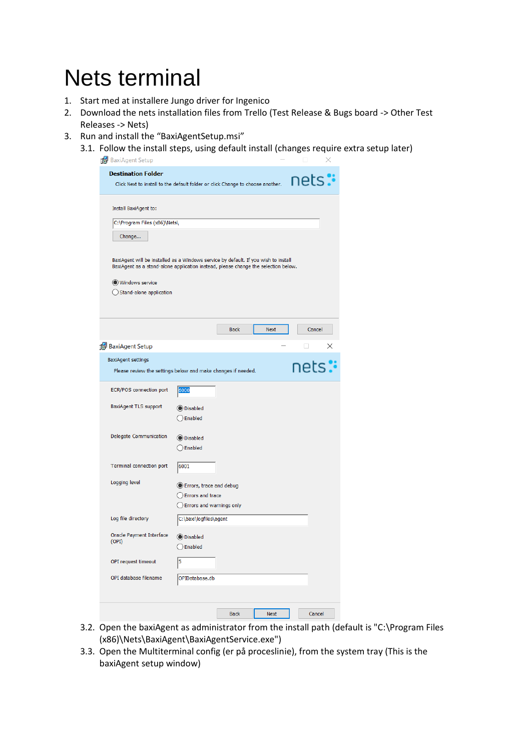# Nets terminal

1. Start med at installere Jungo driver for Ingenico
2. Download the nets installation files from Trello (Test Release & Bugs board -> Other Test Releases -> Nets)
3. Run and install the “BaxiAgentSetup.msi”
   3.1. Follow the install steps, using default install (changes require extra setup later)
   3.2. Open the baxiAgent as administrator from the install path (default is "C:\Program Files (x86)\Nets\BaxiAgent\BaxiAgentService.exe")
   3.3. Open the Multiterminal config (er på proceslinie), from the system tray (This is the baxiAgent setup window)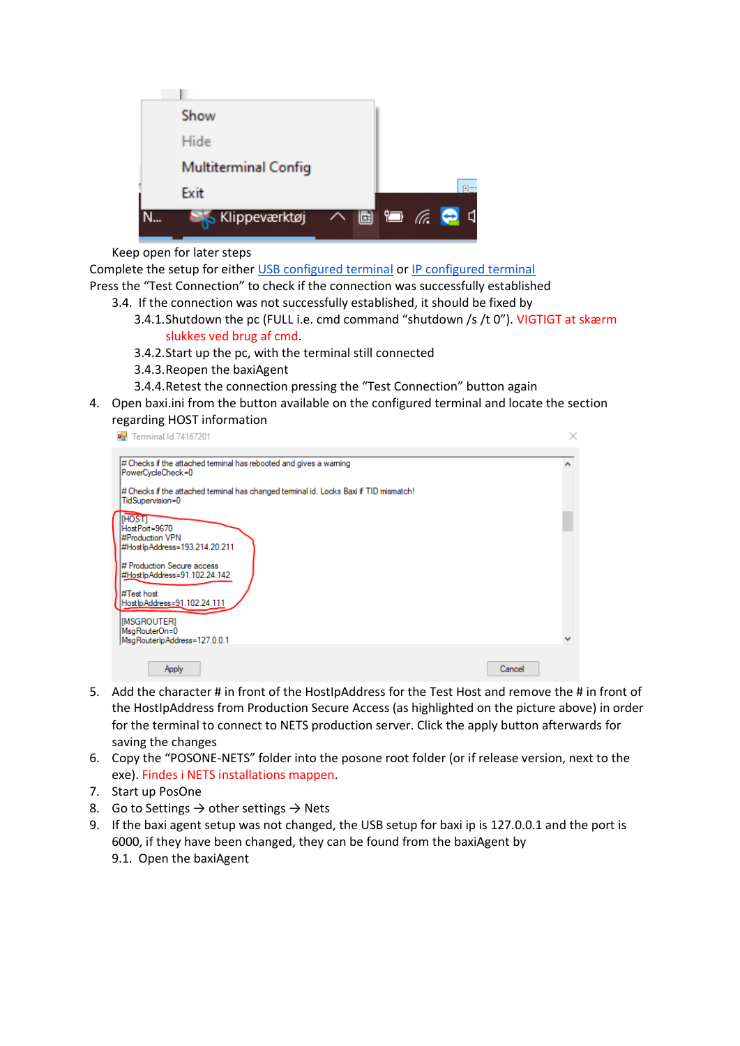Keep open for later steps

Complete the setup for either USB configured terminal or IP configured terminal

Press the "Test Connection" to check if the connection was successfully established

3.4. If the connection was not successfully established, it should be fixed by

   3.4.1. Shutdown the pc (FULL i.e. cmd command "shutdown /s /t 0"). VIGTIGT at skærm slukkes ved brug af cmd.

   3.4.2. Start up the pc, with the terminal still connected

   3.4.3. Reopen the baxiAgent

   3.4.4. Retest the connection pressing the "Test Connection" button again

4. Open baxi.ini from the button available on the configured terminal and locate the section regarding HOST information

5. Add the character # in front of the HostIpAddress for the Test Host and remove the # in front of the HostIpAddress from Production Secure Access (as highlighted on the picture above) in order for the terminal to connect to NETS production server. Click the apply button afterwards for saving the changes
6. Copy the "POSONE-NETS" folder into the posone root folder (or if release version, next to the exe). Findes i NETS installations mappen.
7. Start up PosOne
8. Go to Settings → other settings → Nets
9. If the baxi agent setup was not changed, the USB setup for baxi ip is 127.0.0.1 and the port is 6000, if they have been changed, they can be found from the baxiAgent by

   9.1. Open the baxiAgent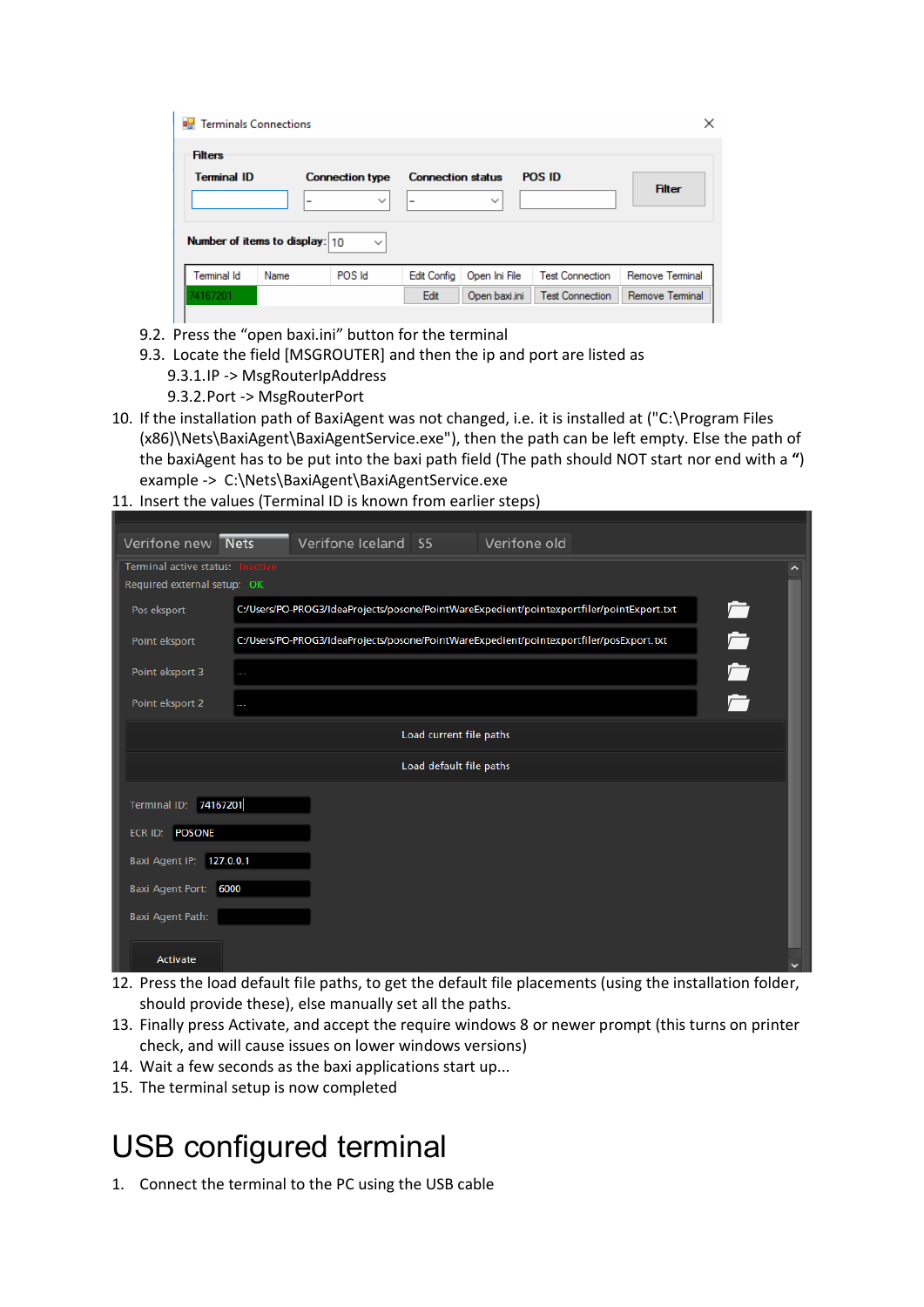9.2. Press the "open baxi.ini" button for the terminal

9.3. Locate the field [MSGROUTER] and then the ip and port are listed as

9.3.1. IP -> MsgRouterIpAddress

9.3.2. Port -> MsgRouterPort

10. If the installation path of BaxiAgent was not changed, i.e. it is installed at ("C:\Program Files (x86)\Nets\BaxiAgent\BaxiAgentService.exe"), then the path can be left empty. Else the path of the baxiAgent has to be put into the baxi path field (The path should NOT start nor end with a ") example -> C:\Nets\BaxiAgent\BaxiAgentService.exe
11. Insert the values (Terminal ID is known from earlier steps)
12. Press the load default file paths, to get the default file placements (using the installation folder, should provide these), else manually set all the paths.
13. Finally press Activate, and accept the require windows 8 or newer prompt (this turns on printer check, and will cause issues on lower windows versions)
14. Wait a few seconds as the baxi applications start up...
15. The terminal setup is now completed

# USB configured terminal

1. Connect the terminal to the PC using the USB cable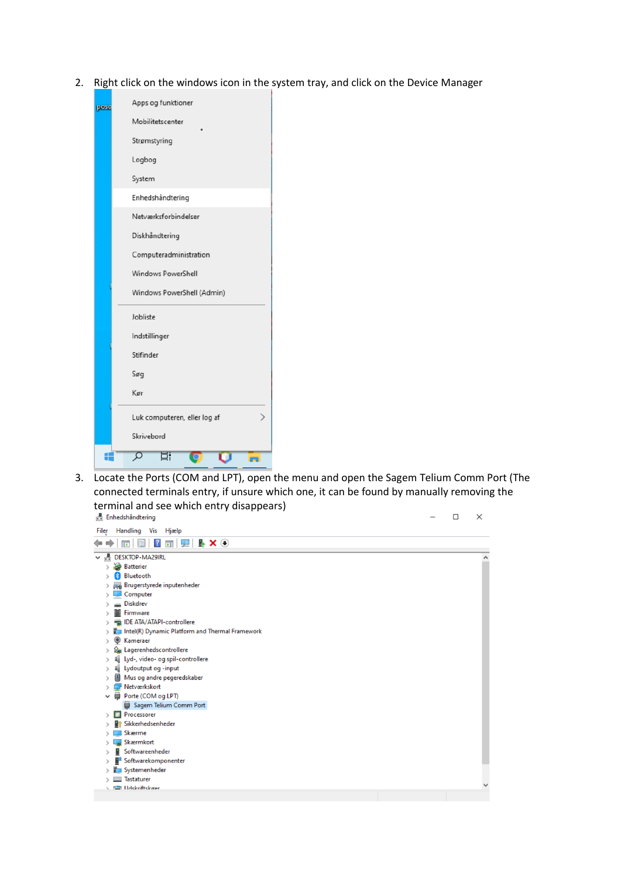2. Right click on the windows icon in the system tray, and click on the Device Manager

3. Locate the Ports (COM and LPT), open the menu and open the Sagem Telium Comm Port (The connected terminals entry, if unsure which one, it can be found by manually removing the terminal and see which entry disappears)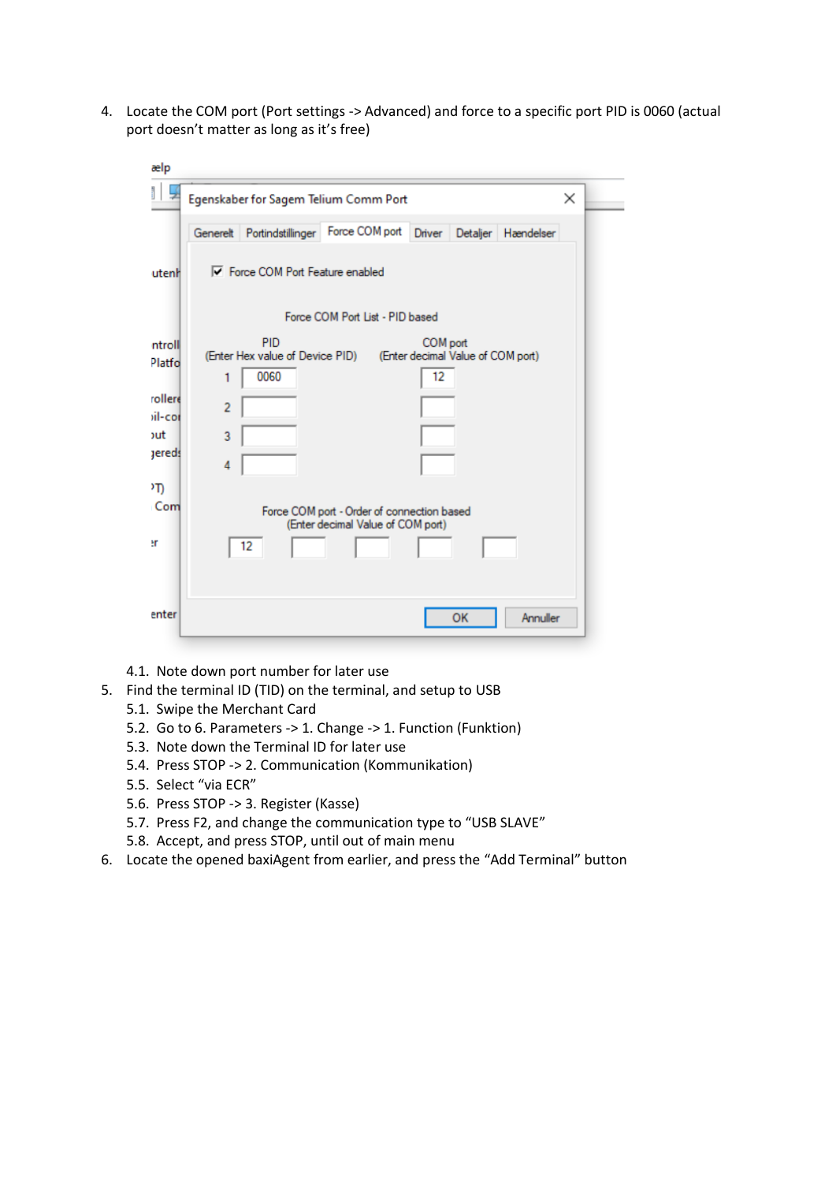4. Locate the COM port (Port settings -> Advanced) and force to a specific port PID is 0060 (actual port doesn't matter as long as it's free)

    4.1. Note down port number for later use
5. Find the terminal ID (TID) on the terminal, and setup to USB
    5.1. Swipe the Merchant Card
    5.2. Go to 6. Parameters -> 1. Change -> 1. Function (Funktion)
    5.3. Note down the Terminal ID for later use
    5.4. Press STOP -> 2. Communication (Kommunikation)
    5.5. Select "via ECR"
    5.6. Press STOP -> 3. Register (Kasse)
    5.7. Press F2, and change the communication type to "USB SLAVE"
    5.8. Accept, and press STOP, until out of main menu
6. Locate the opened baxiAgent from earlier, and press the "Add Terminal" button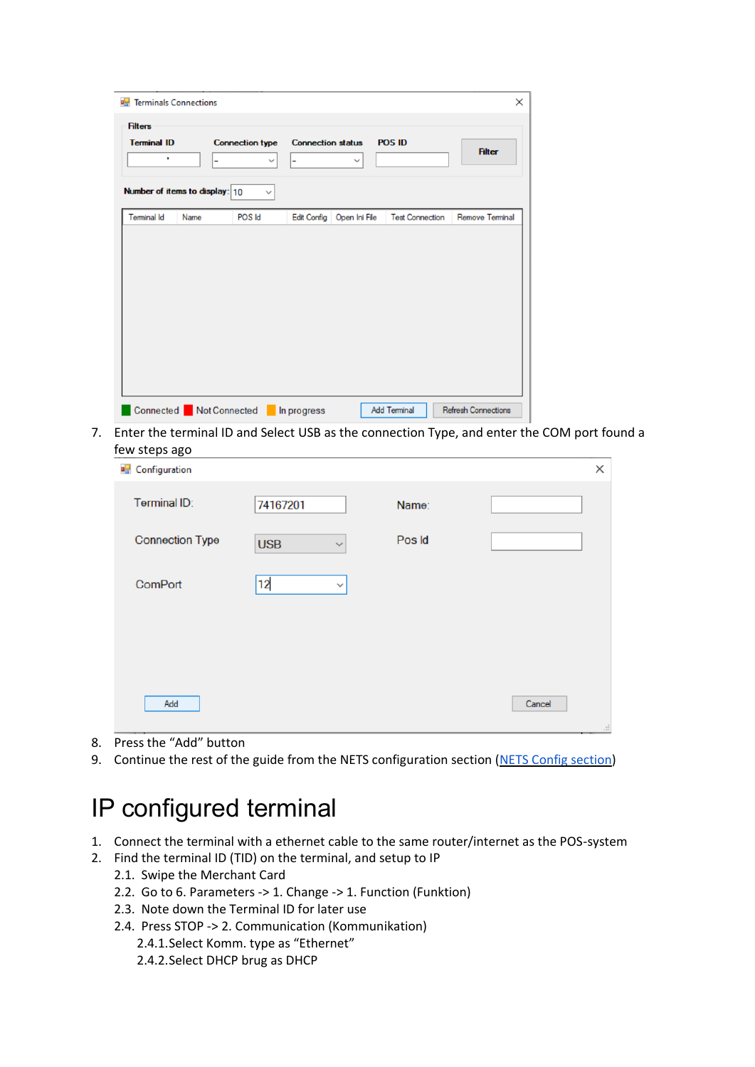7. Enter the terminal ID and Select USB as the connection Type, and enter the COM port found a few steps ago

8. Press the “Add” button
9. Continue the rest of the guide from the NETS configuration section (NETS Config section)

# IP configured terminal

1. Connect the terminal with a ethernet cable to the same router/internet as the POS-system
2. Find the terminal ID (TID) on the terminal, and setup to IP
   2.1. Swipe the Merchant Card
   2.2. Go to 6. Parameters -> 1. Change -> 1. Function (Funktion)
   2.3. Note down the Terminal ID for later use
   2.4. Press STOP -> 2. Communication (Kommunikation)
      2.4.1. Select Komm. type as “Ethernet”
      2.4.2. Select DHCP brug as DHCP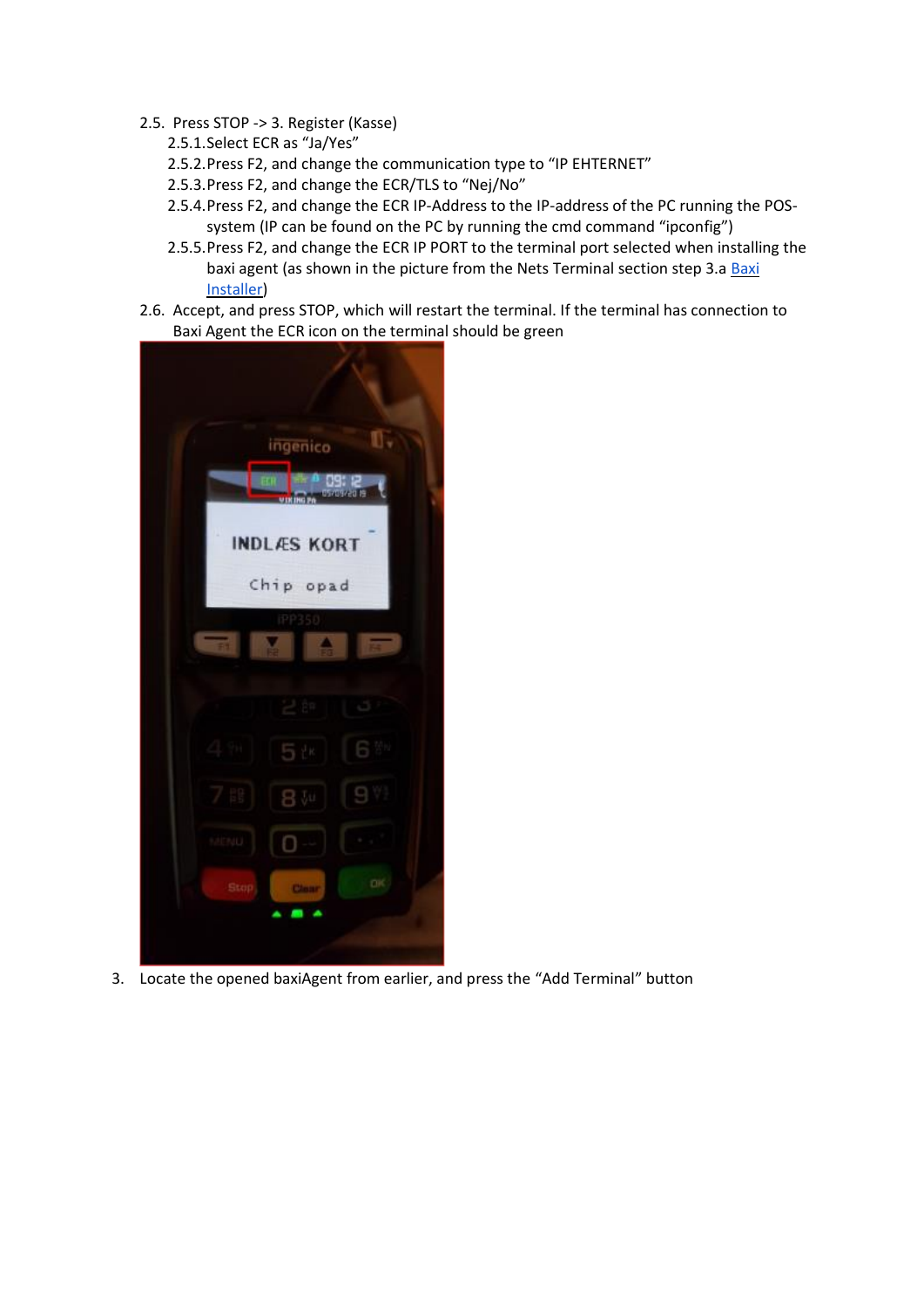2.5. Press STOP -> 3. Register (Kasse)
   2.5.1. Select ECR as “Ja/Yes”
   2.5.2. Press F2, and change the communication type to “IP EHTERNET”
   2.5.3. Press F2, and change the ECR/TLS to “Nej/No”
   2.5.4. Press F2, and change the ECR IP-Address to the IP-address of the PC running the POS-system (IP can be found on the PC by running the cmd command “ipconfig”)
   2.5.5. Press F2, and change the ECR IP PORT to the terminal port selected when installing the baxi agent (as shown in the picture from the Nets Terminal section step 3.a Baxi Installer)

2.6. Accept, and press STOP, which will restart the terminal. If the terminal has connection to Baxi Agent the ECR icon on the terminal should be green

3. Locate the opened baxiAgent from earlier, and press the “Add Terminal” button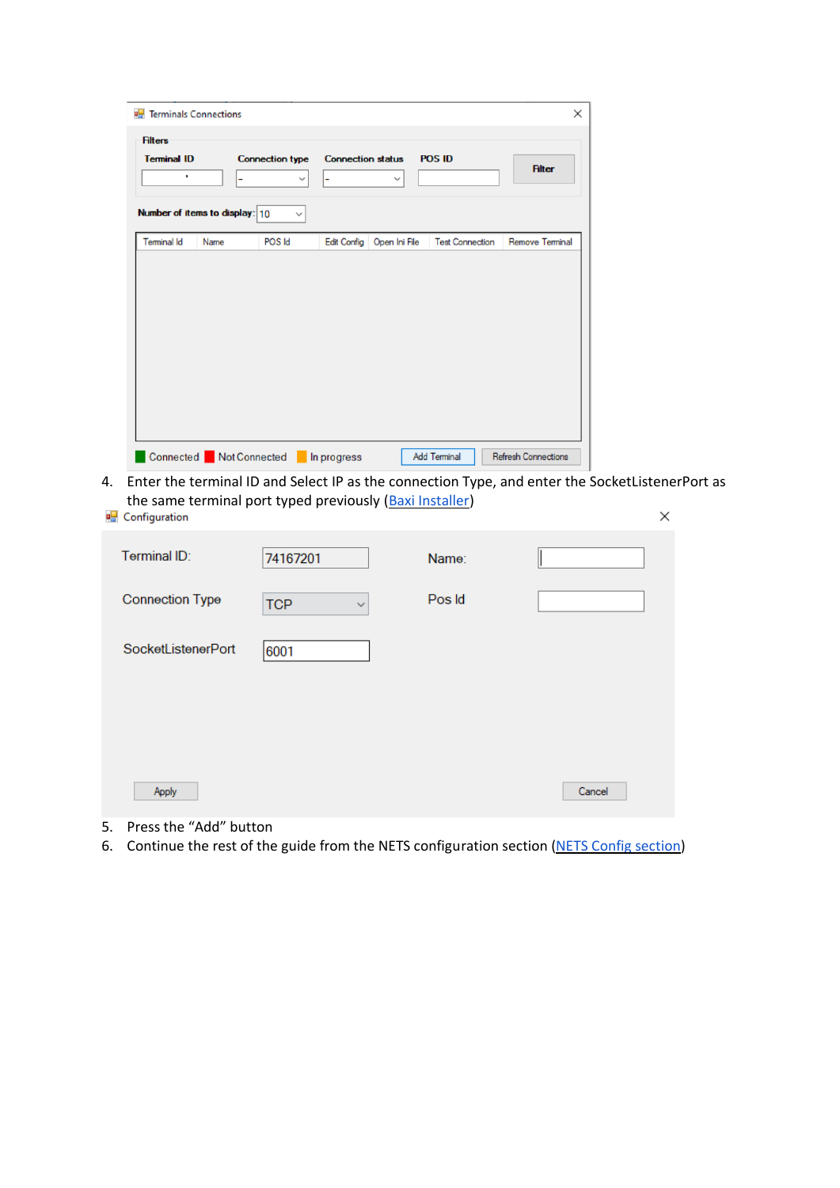4. Enter the terminal ID and Select IP as the connection Type, and enter the SocketListenerPort as the same terminal port typed previously (Baxi Installer)

5. Press the "Add" button
6. Continue the rest of the guide from the NETS configuration section (NETS Config section)